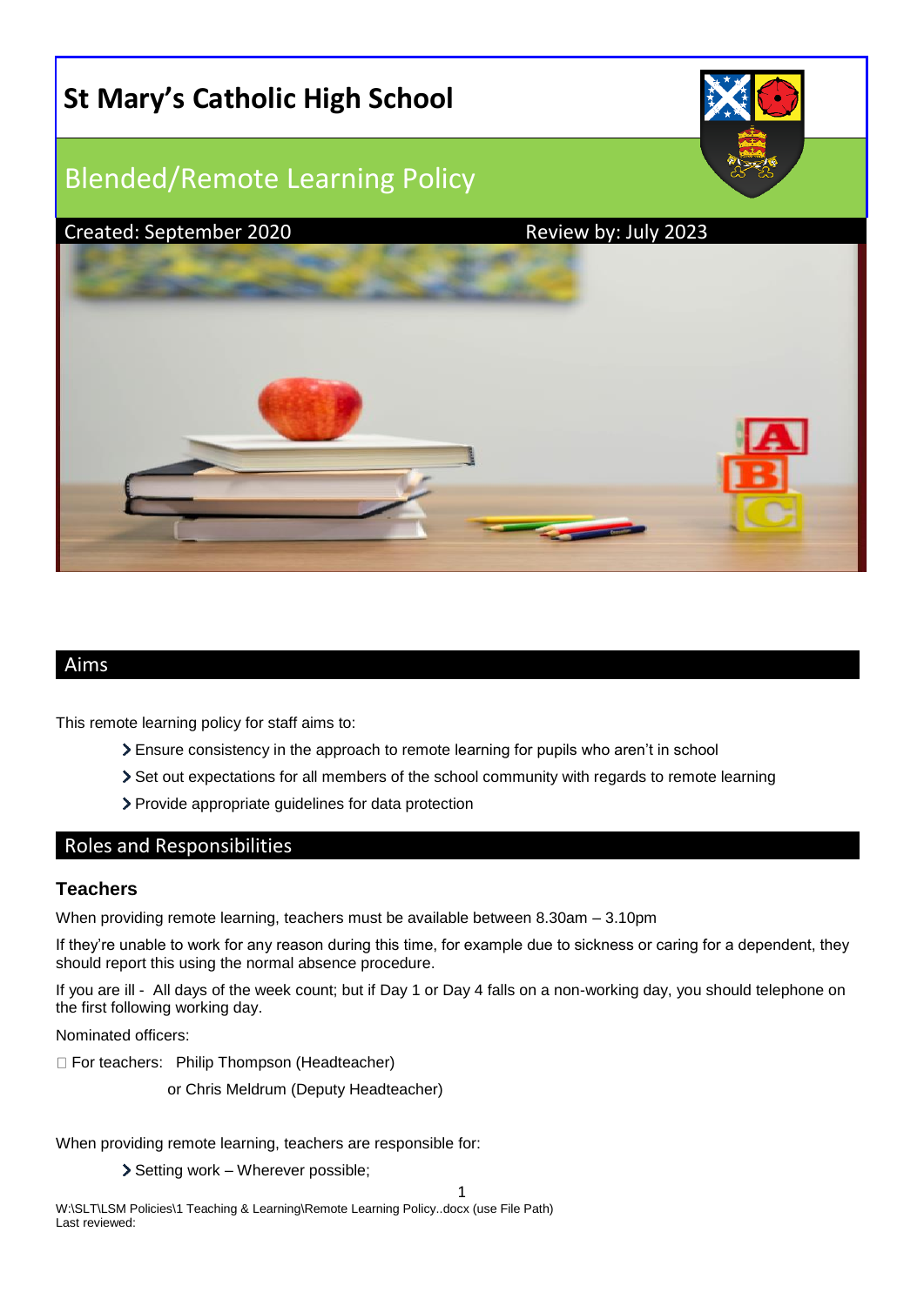# St Mary's Catholic High School

## Blended/Remote Learning Policy

Created: September 2020 Review by: July 2023

## Aims

This remote learning policy for staff aims to:

- Ensure consistency in the approach to remote learning for pupils who aren't in school
- Set out expectations for all members of the school community with regards to remote learning
- Provide appropriate guidelines for data protection

## Roles and Responsibilities

### Teachers

When providing remote learning, teachers must be available between 8.30am – 3.10pm

If they're unable to work for any reason during this time, for example due to sickness or caring for a dependent, they should report this using the normal absence procedure.

If you are ill - All days of the week count; but if Day 1 or Day 4 falls on a non-working day, you should telephone on the first following working day.

Nominated officers:

- For teachers: Philip Thompson (Headteacher)

  or Chris Meldrum (Deputy Headteacher)

When providing remote learning, teachers are responsible for:

- Setting work – Wherever possible;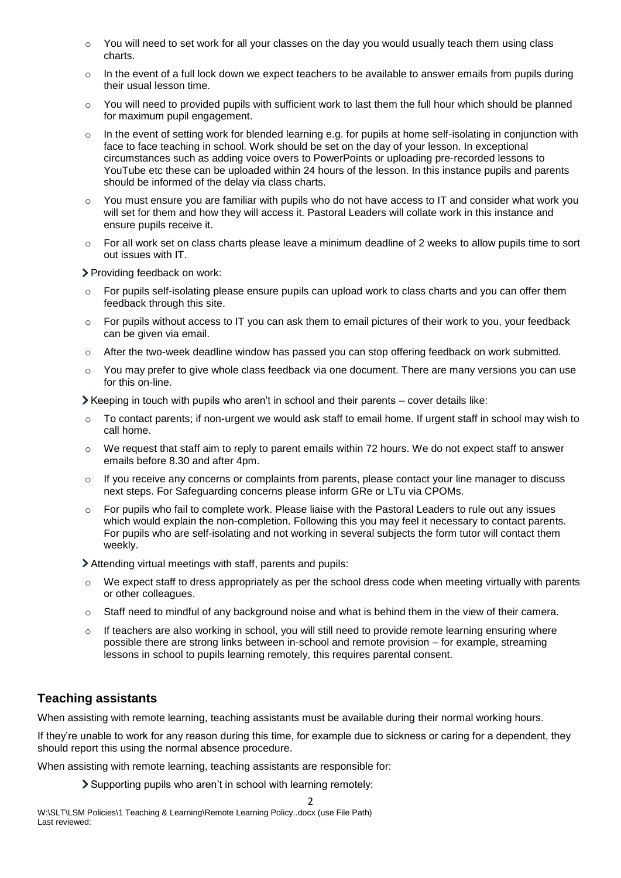- You will need to set work for all your classes on the day you would usually teach them using class charts.
  - In the event of a full lock down we expect teachers to be available to answer emails from pupils during their usual lesson time.
  - You will need to provided pupils with sufficient work to last them the full hour which should be planned for maximum pupil engagement.
  - In the event of setting work for blended learning e.g. for pupils at home self-isolating in conjunction with face to face teaching in school. Work should be set on the day of your lesson. In exceptional circumstances such as adding voice overs to PowerPoints or uploading pre-recorded lessons to YouTube etc these can be uploaded within 24 hours of the lesson. In this instance pupils and parents should be informed of the delay via class charts.
  - You must ensure you are familiar with pupils who do not have access to IT and consider what work you will set for them and how they will access it. Pastoral Leaders will collate work in this instance and ensure pupils receive it.
  - For all work set on class charts please leave a minimum deadline of 2 weeks to allow pupils time to sort out issues with IT.

- Providing feedback on work:
  - For pupils self-isolating please ensure pupils can upload work to class charts and you can offer them feedback through this site.
  - For pupils without access to IT you can ask them to email pictures of their work to you, your feedback can be given via email.
  - After the two-week deadline window has passed you can stop offering feedback on work submitted.
  - You may prefer to give whole class feedback via one document. There are many versions you can use for this on-line.

- Keeping in touch with pupils who aren't in school and their parents – cover details like:
  - To contact parents; if non-urgent we would ask staff to email home. If urgent staff in school may wish to call home.
  - We request that staff aim to reply to parent emails within 72 hours. We do not expect staff to answer emails before 8.30 and after 4pm.
  - If you receive any concerns or complaints from parents, please contact your line manager to discuss next steps. For Safeguarding concerns please inform GRe or LTu via CPOMs.
  - For pupils who fail to complete work. Please liaise with the Pastoral Leaders to rule out any issues which would explain the non-completion. Following this you may feel it necessary to contact parents. For pupils who are self-isolating and not working in several subjects the form tutor will contact them weekly.

- Attending virtual meetings with staff, parents and pupils:
  - We expect staff to dress appropriately as per the school dress code when meeting virtually with parents or other colleagues.
  - Staff need to mindful of any background noise and what is behind them in the view of their camera.
  - If teachers are also working in school, you will still need to provide remote learning ensuring where possible there are strong links between in-school and remote provision – for example, streaming lessons in school to pupils learning remotely, this requires parental consent.

## Teaching assistants

When assisting with remote learning, teaching assistants must be available during their normal working hours.

If they're unable to work for any reason during this time, for example due to sickness or caring for a dependent, they should report this using the normal absence procedure.

When assisting with remote learning, teaching assistants are responsible for:

- Supporting pupils who aren't in school with learning remotely: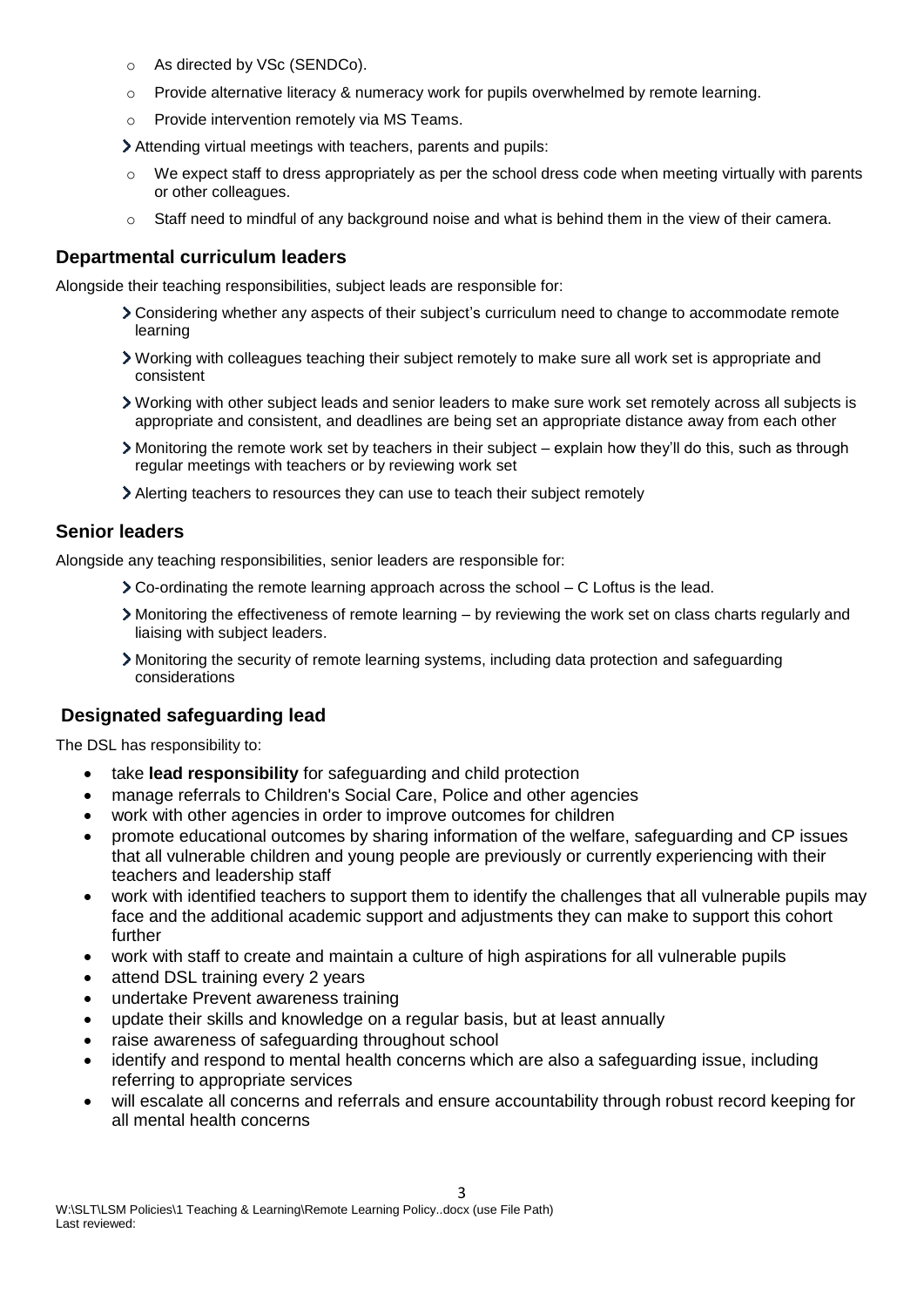- As directed by VSc (SENDCo).
- Provide alternative literacy & numeracy work for pupils overwhelmed by remote learning.
- Provide intervention remotely via MS Teams.

- Attending virtual meetings with teachers, parents and pupils:
  - We expect staff to dress appropriately as per the school dress code when meeting virtually with parents or other colleagues.
  - Staff need to mindful of any background noise and what is behind them in the view of their camera.

### Departmental curriculum leaders

Alongside their teaching responsibilities, subject leads are responsible for:

- Considering whether any aspects of their subject's curriculum need to change to accommodate remote learning
- Working with colleagues teaching their subject remotely to make sure all work set is appropriate and consistent
- Working with other subject leads and senior leaders to make sure work set remotely across all subjects is appropriate and consistent, and deadlines are being set an appropriate distance away from each other
- Monitoring the remote work set by teachers in their subject – explain how they'll do this, such as through regular meetings with teachers or by reviewing work set
- Alerting teachers to resources they can use to teach their subject remotely

### Senior leaders

Alongside any teaching responsibilities, senior leaders are responsible for:

- Co-ordinating the remote learning approach across the school – C Loftus is the lead.
- Monitoring the effectiveness of remote learning – by reviewing the work set on class charts regularly and liaising with subject leaders.
- Monitoring the security of remote learning systems, including data protection and safeguarding considerations

### Designated safeguarding lead

The DSL has responsibility to:

- take **lead responsibility** for safeguarding and child protection
- manage referrals to Children's Social Care, Police and other agencies
- work with other agencies in order to improve outcomes for children
- promote educational outcomes by sharing information of the welfare, safeguarding and CP issues that all vulnerable children and young people are previously or currently experiencing with their teachers and leadership staff
- work with identified teachers to support them to identify the challenges that all vulnerable pupils may face and the additional academic support and adjustments they can make to support this cohort further
- work with staff to create and maintain a culture of high aspirations for all vulnerable pupils
- attend DSL training every 2 years
- undertake Prevent awareness training
- update their skills and knowledge on a regular basis, but at least annually
- raise awareness of safeguarding throughout school
- identify and respond to mental health concerns which are also a safeguarding issue, including referring to appropriate services
- will escalate all concerns and referrals and ensure accountability through robust record keeping for all mental health concerns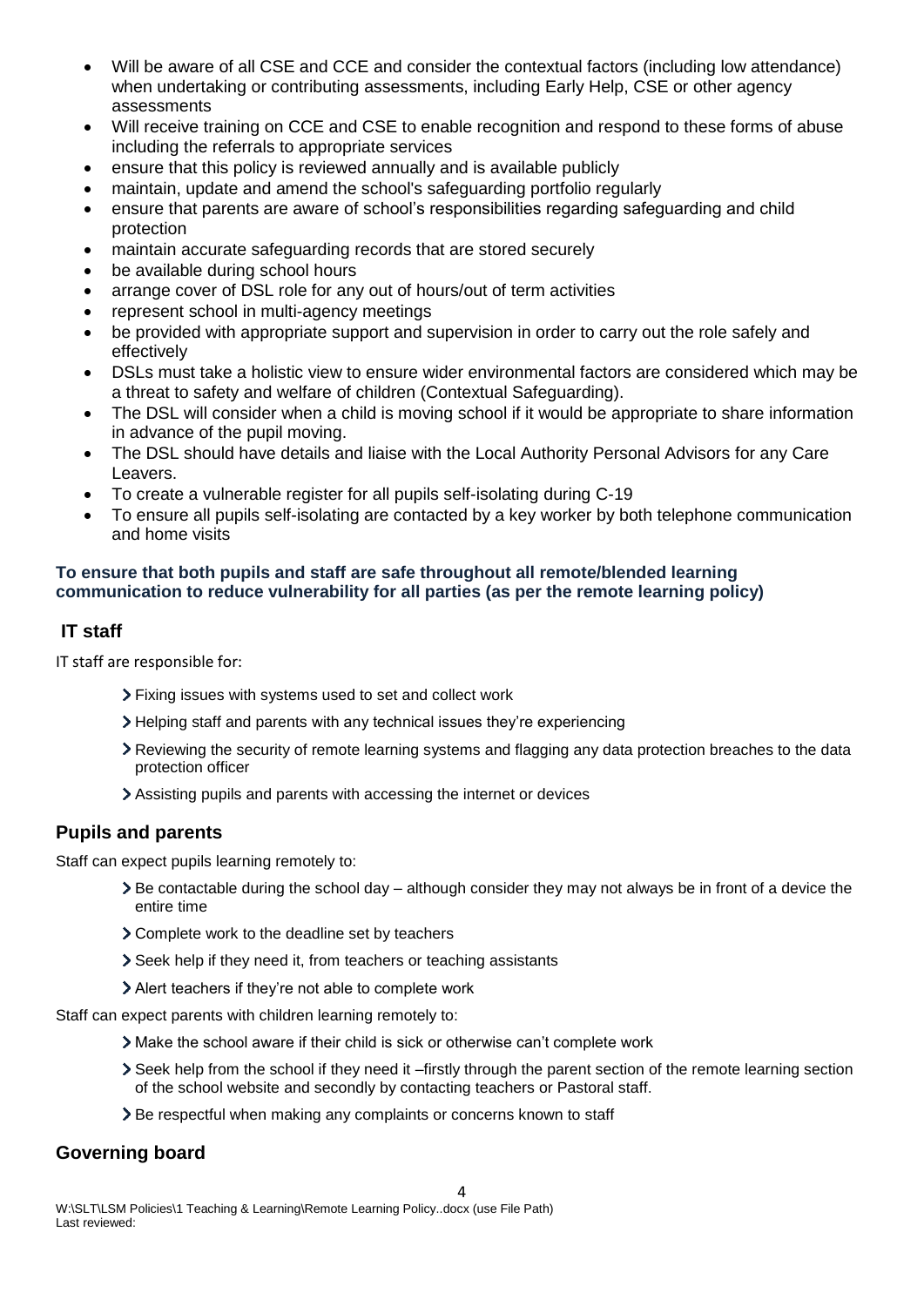- Will be aware of all CSE and CCE and consider the contextual factors (including low attendance) when undertaking or contributing assessments, including Early Help, CSE or other agency assessments
- Will receive training on CCE and CSE to enable recognition and respond to these forms of abuse including the referrals to appropriate services
- ensure that this policy is reviewed annually and is available publicly
- maintain, update and amend the school's safeguarding portfolio regularly
- ensure that parents are aware of school's responsibilities regarding safeguarding and child protection
- maintain accurate safeguarding records that are stored securely
- be available during school hours
- arrange cover of DSL role for any out of hours/out of term activities
- represent school in multi-agency meetings
- be provided with appropriate support and supervision in order to carry out the role safely and effectively
- DSLs must take a holistic view to ensure wider environmental factors are considered which may be a threat to safety and welfare of children (Contextual Safeguarding).
- The DSL will consider when a child is moving school if it would be appropriate to share information in advance of the pupil moving.
- The DSL should have details and liaise with the Local Authority Personal Advisors for any Care Leavers.
- To create a vulnerable register for all pupils self-isolating during C-19
- To ensure all pupils self-isolating are contacted by a key worker by both telephone communication and home visits

**To ensure that both pupils and staff are safe throughout all remote/blended learning communication to reduce vulnerability for all parties (as per the remote learning policy)**

## IT staff

IT staff are responsible for:

- Fixing issues with systems used to set and collect work
- Helping staff and parents with any technical issues they're experiencing
- Reviewing the security of remote learning systems and flagging any data protection breaches to the data protection officer
- Assisting pupils and parents with accessing the internet or devices

## Pupils and parents

Staff can expect pupils learning remotely to:

- Be contactable during the school day – although consider they may not always be in front of a device the entire time
- Complete work to the deadline set by teachers
- Seek help if they need it, from teachers or teaching assistants
- Alert teachers if they're not able to complete work

Staff can expect parents with children learning remotely to:

- Make the school aware if their child is sick or otherwise can't complete work
- Seek help from the school if they need it –firstly through the parent section of the remote learning section of the school website and secondly by contacting teachers or Pastoral staff.
- Be respectful when making any complaints or concerns known to staff

## Governing board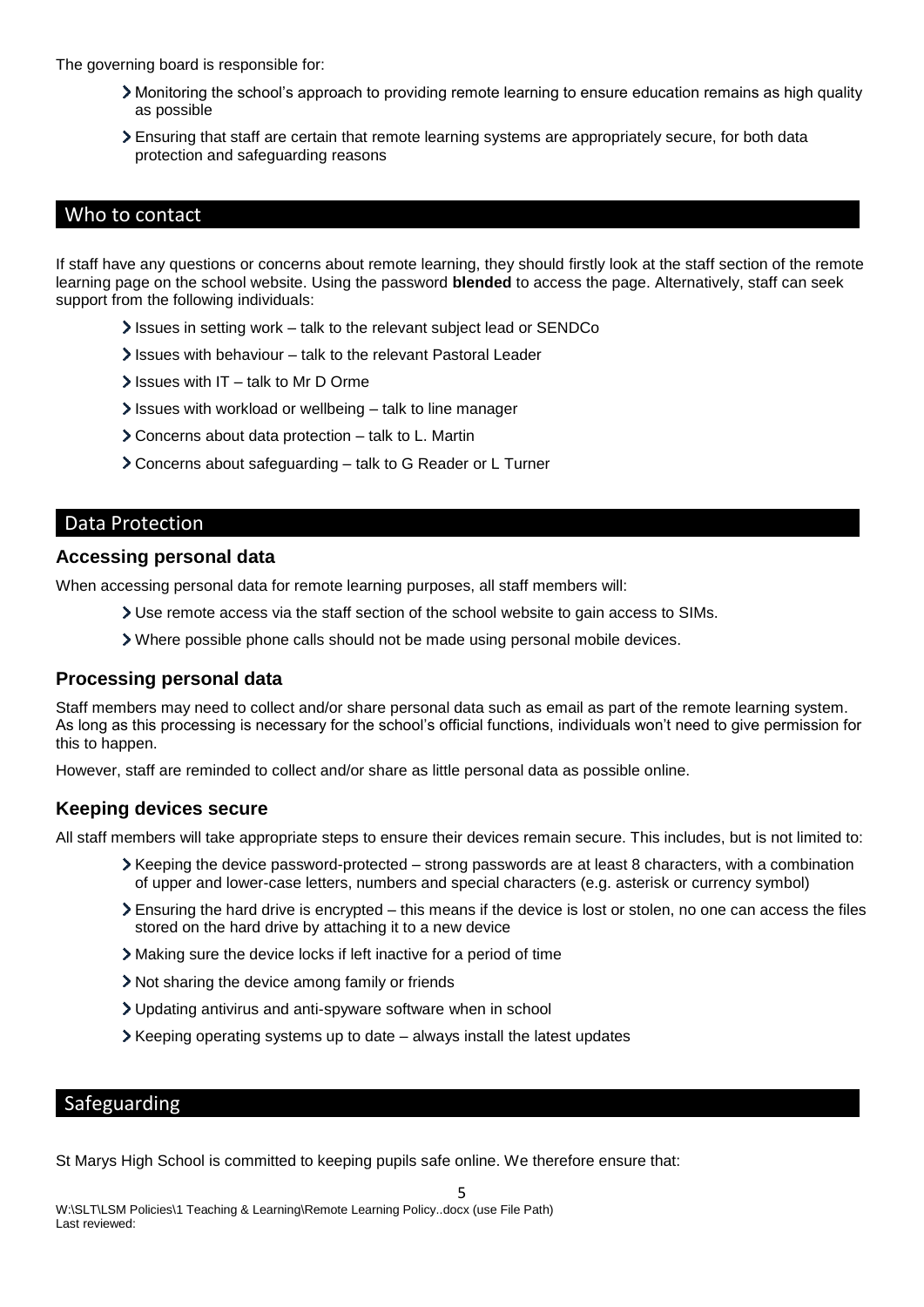The governing board is responsible for:

- Monitoring the school's approach to providing remote learning to ensure education remains as high quality as possible
- Ensuring that staff are certain that remote learning systems are appropriately secure, for both data protection and safeguarding reasons

## Who to contact

If staff have any questions or concerns about remote learning, they should firstly look at the staff section of the remote learning page on the school website. Using the password **blended** to access the page. Alternatively, staff can seek support from the following individuals:

- Issues in setting work – talk to the relevant subject lead or SENDCo
- Issues with behaviour – talk to the relevant Pastoral Leader
- Issues with IT – talk to Mr D Orme
- Issues with workload or wellbeing – talk to line manager
- Concerns about data protection – talk to L. Martin
- Concerns about safeguarding – talk to G Reader or L Turner

## Data Protection

### Accessing personal data

When accessing personal data for remote learning purposes, all staff members will:

- Use remote access via the staff section of the school website to gain access to SIMs.
- Where possible phone calls should not be made using personal mobile devices.

### Processing personal data

Staff members may need to collect and/or share personal data such as email as part of the remote learning system. As long as this processing is necessary for the school's official functions, individuals won't need to give permission for this to happen.

However, staff are reminded to collect and/or share as little personal data as possible online.

### Keeping devices secure

All staff members will take appropriate steps to ensure their devices remain secure. This includes, but is not limited to:

- Keeping the device password-protected – strong passwords are at least 8 characters, with a combination of upper and lower-case letters, numbers and special characters (e.g. asterisk or currency symbol)
- Ensuring the hard drive is encrypted – this means if the device is lost or stolen, no one can access the files stored on the hard drive by attaching it to a new device
- Making sure the device locks if left inactive for a period of time
- Not sharing the device among family or friends
- Updating antivirus and anti-spyware software when in school
- Keeping operating systems up to date – always install the latest updates

## Safeguarding

St Marys High School is committed to keeping pupils safe online. We therefore ensure that: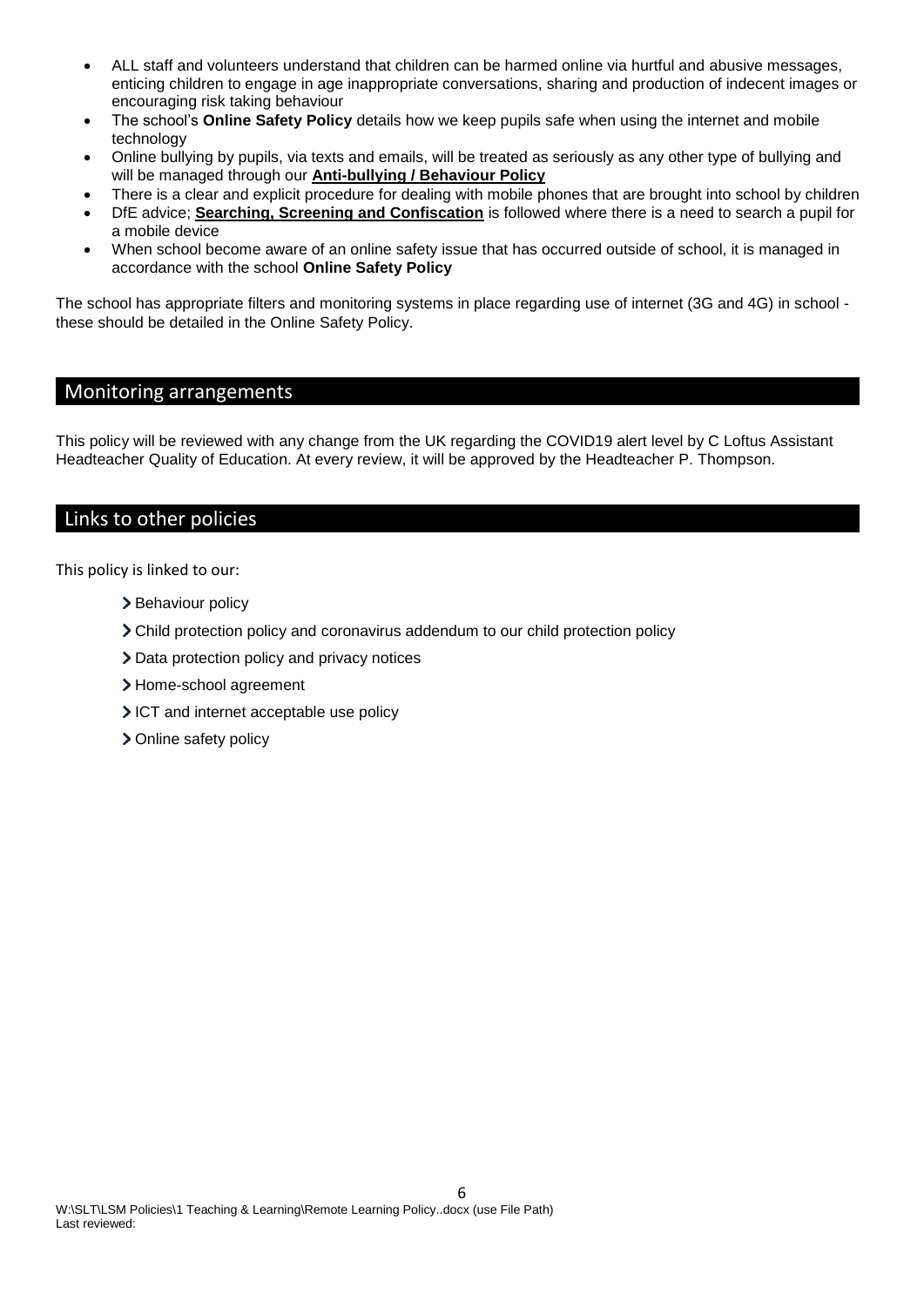- ALL staff and volunteers understand that children can be harmed online via hurtful and abusive messages, enticing children to engage in age inappropriate conversations, sharing and production of indecent images or encouraging risk taking behaviour
- The school's **Online Safety Policy** details how we keep pupils safe when using the internet and mobile technology
- Online bullying by pupils, via texts and emails, will be treated as seriously as any other type of bullying and will be managed through our **Anti-bullying / Behaviour Policy**
- There is a clear and explicit procedure for dealing with mobile phones that are brought into school by children
- DfE advice; **Searching, Screening and Confiscation** is followed where there is a need to search a pupil for a mobile device
- When school become aware of an online safety issue that has occurred outside of school, it is managed in accordance with the school **Online Safety Policy**

The school has appropriate filters and monitoring systems in place regarding use of internet (3G and 4G) in school - these should be detailed in the Online Safety Policy.

## Monitoring arrangements

This policy will be reviewed with any change from the UK regarding the COVID19 alert level by C Loftus Assistant Headteacher Quality of Education. At every review, it will be approved by the Headteacher P. Thompson.

## Links to other policies

This policy is linked to our:

- Behaviour policy
- Child protection policy and coronavirus addendum to our child protection policy
- Data protection policy and privacy notices
- Home-school agreement
- ICT and internet acceptable use policy
- Online safety policy

W:\SLT\LSM Policies\1 Teaching & Learning\Remote Learning Policy..docx (use File Path)
Last reviewed: